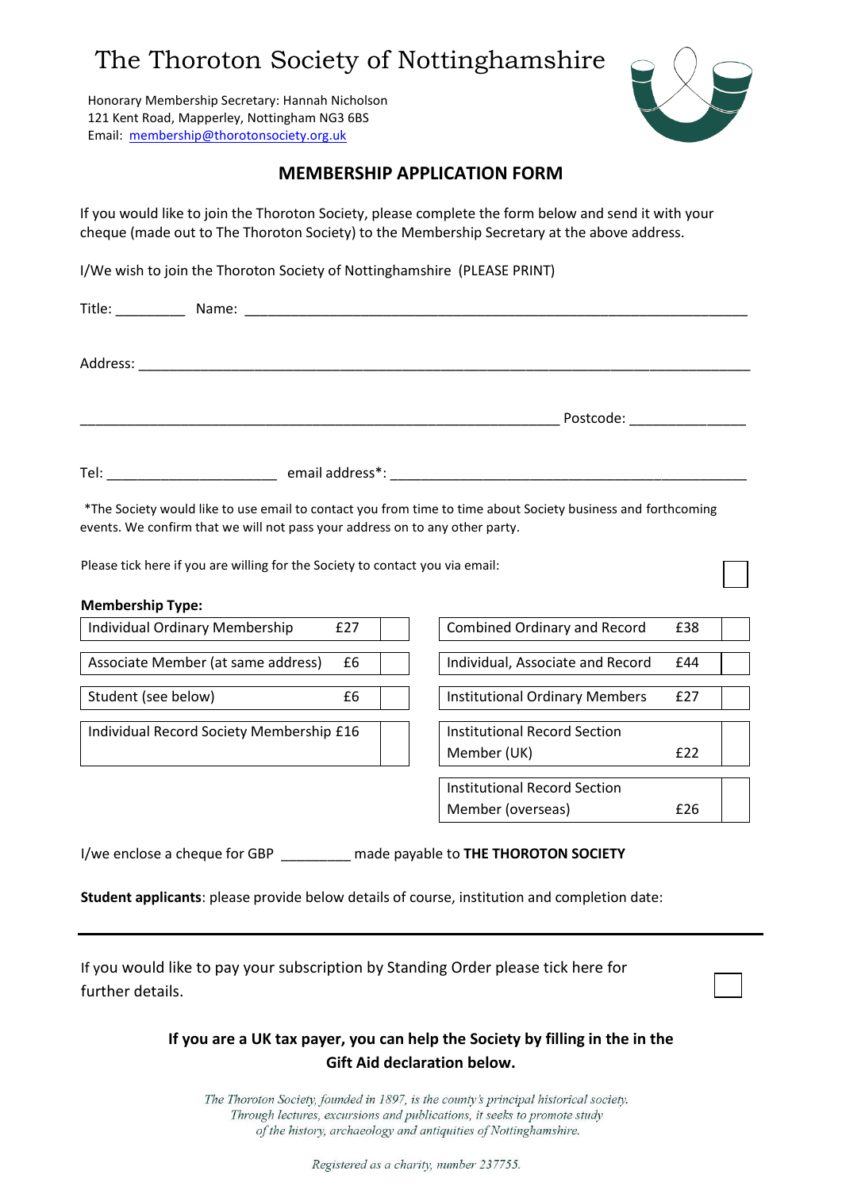# The Thoroton Society of Nottinghamshire

Honorary Membership Secretary: Hannah Nicholson
121 Kent Road, Mapperley, Nottingham NG3 6BS
Email: membership@thorotonsociety.org.uk

## MEMBERSHIP APPLICATION FORM

If you would like to join the Thoroton Society, please complete the form below and send it with your cheque (made out to The Thoroton Society) to the Membership Secretary at the above address.

I/We wish to join the Thoroton Society of Nottinghamshire (PLEASE PRINT)

Title: _________ Name: ___________________________________________________________________

Address: ________________________________________________________________________________

_______________________________________________________________ Postcode: _______________

Tel: ______________________ email address*: _________________________________________________

*The Society would like to use email to contact you from time to time about Society business and forthcoming events. We confirm that we will not pass your address on to any other party.

Please tick here if you are willing for the Society to contact you via email: ☐

**Membership Type:**

| | | | | | |
|---|---|---|---|---|---|
| Individual Ordinary Membership | £27 | ☐ | Combined Ordinary and Record | £38 | ☐ |
| Associate Member (at same address) | £6 | ☐ | Individual, Associate and Record | £44 | ☐ |
| Student (see below) | £6 | ☐ | Institutional Ordinary Members | £27 | ☐ |
| Individual Record Society Membership | £16 | ☐ | Institutional Record Section Member (UK) | £22 | ☐ |
| | | | Institutional Record Section Member (overseas) | £26 | ☐ |

I/we enclose a cheque for GBP _________ made payable to **THE THOROTON SOCIETY**

**Student applicants**: please provide below details of course, institution and completion date:

---

If you would like to pay your subscription by Standing Order please tick here for further details. ☐

**If you are a UK tax payer, you can help the Society by filling in the in the Gift Aid declaration below.**

*The Thoroton Society, founded in 1897, is the county's principal historical society. Through lectures, excursions and publications, it seeks to promote study of the history, archaeology and antiquities of Nottinghamshire.*

*Registered as a charity, number 237755.*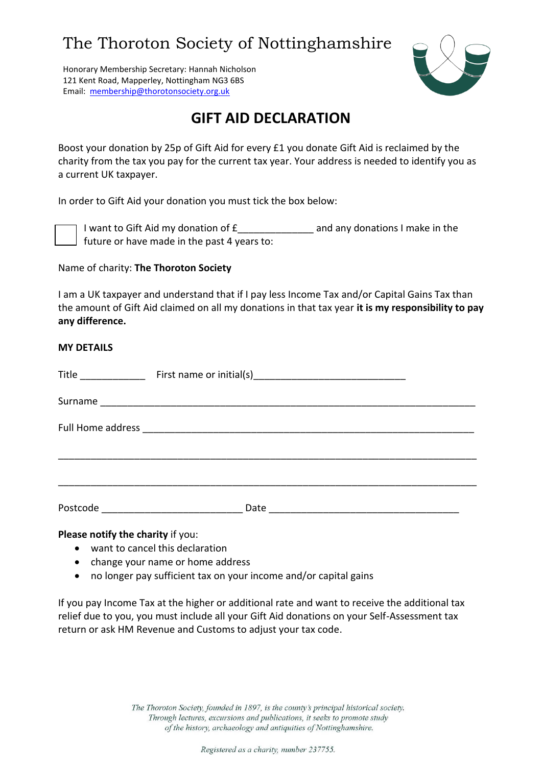# The Thoroton Society of Nottinghamshire

Honorary Membership Secretary: Hannah Nicholson
121 Kent Road, Mapperley, Nottingham NG3 6BS
Email: [membership@thorotonsociety.org.uk](mailto:membership@thorotonsociety.org.uk)

## GIFT AID DECLARATION

Boost your donation by 25p of Gift Aid for every £1 you donate Gift Aid is reclaimed by the charity from the tax you pay for the current tax year. Your address is needed to identify you as a current UK taxpayer.

In order to Gift Aid your donation you must tick the box below:

☐ I want to Gift Aid my donation of £______________ and any donations I make in the future or have made in the past 4 years to:

Name of charity: **The Thoroton Society**

I am a UK taxpayer and understand that if I pay less Income Tax and/or Capital Gains Tax than the amount of Gift Aid claimed on all my donations in that tax year **it is my responsibility to pay any difference.**

**MY DETAILS**

Title ____________ First name or initial(s)____________________________

Surname ______________________________________________________________________

Full Home address ____________________________________________________________

______________________________________________________________________________

______________________________________________________________________________

Postcode __________________________ Date __________________________________

**Please notify the charity** if you:

- want to cancel this declaration
- change your name or home address
- no longer pay sufficient tax on your income and/or capital gains

If you pay Income Tax at the higher or additional rate and want to receive the additional tax relief due to you, you must include all your Gift Aid donations on your Self-Assessment tax return or ask HM Revenue and Customs to adjust your tax code.

*The Thoroton Society, founded in 1897, is the county's principal historical society. Through lectures, excursions and publications, it seeks to promote study of the history, archaeology and antiquities of Nottinghamshire.*

*Registered as a charity, number 237755.*